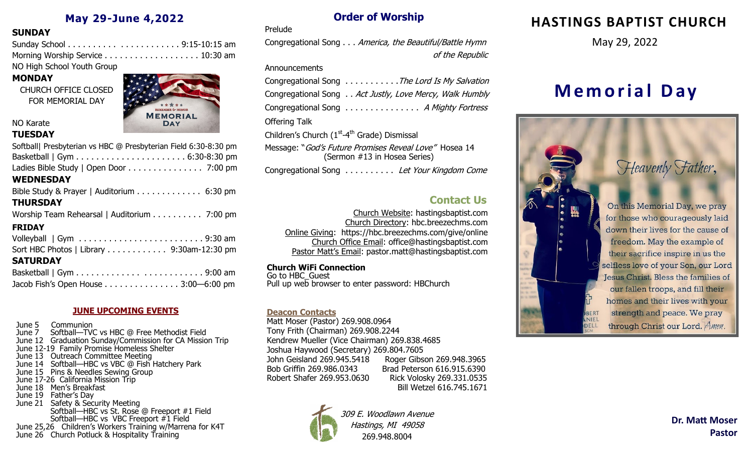## May 29-June 4,2022

### SUNDAY

Sunday School . . . . . . . . . . . . . . . . . . . . . . 9:15-10:15 am
Morning Worship Service . . . . . . . . . . . . . . . . . . . 10:30 am
NO High School Youth Group

### MONDAY

CHURCH OFFICE CLOSED FOR MEMORIAL DAY

REMEMBER & HONOR MEMORIAL DAY

NO Karate

### TUESDAY

Softball| Presbyterian vs HBC @ Presbyterian Field 6:30-8:30 pm
Basketball | Gym . . . . . . . . . . . . . . . . . . . . . . 6:30-8:30 pm
Ladies Bible Study | Open Door . . . . . . . . . . . . . . . 7:00 pm

### WEDNESDAY

Bible Study & Prayer | Auditorium . . . . . . . . . . . . . 6:30 pm

### THURSDAY

Worship Team Rehearsal | Auditorium . . . . . . . . . . 7:00 pm

### FRIDAY

Volleyball | Gym . . . . . . . . . . . . . . . . . . . . . . . . . 9:30 am
Sort HBC Photos | Library . . . . . . . . . . . . 9:30am-12:30 pm

### SATURDAY

Basketball | Gym . . . . . . . . . . . . . . . . . . . . . . . . 9:00 am
Jacob Fish's Open House . . . . . . . . . . . . . . . 3:00—6:00 pm

### JUNE UPCOMING EVENTS

June 5 Communion
June 7 Softball—TVC vs HBC @ Free Methodist Field
June 12 Graduation Sunday/Commission for CA Mission Trip
June 12-19 Family Promise Homeless Shelter
June 13 Outreach Committee Meeting
June 14 Softball—HBC vs VBC @ Fish Hatchery Park
June 15 Pins & Needles Sewing Group
June 17-26 California Mission Trip
June 18 Men's Breakfast
June 19 Father's Day
June 21 Safety & Security Meeting
Softball—HBC vs St. Rose @ Freeport #1 Field
Softball—HBC vs VBC Freeport #1 Field
June 25,26 Children's Workers Training w/Marrena for K4T
June 26 Church Potluck & Hospitality Training

## Order of Worship

Prelude
Congregational Song . . . *America, the Beautiful/Battle Hymn of the Republic*
Announcements
Congregational Song . . . . . . . . . . . *The Lord Is My Salvation*
Congregational Song . . *Act Justly, Love Mercy, Walk Humbly*
Congregational Song . . . . . . . . . . . . . . . *A Mighty Fortress*
Offering Talk
Children's Church (1st-4th Grade) Dismissal
Message: "*God's Future Promises Reveal Love"* Hosea 14 (Sermon #13 in Hosea Series)
Congregational Song . . . . . . . . . . *Let Your Kingdom Come*

## Contact Us

Church Website: hastingsbaptist.com
Church Directory: hbc.breezechms.com
Online Giving: https://hbc.breezechms.com/give/online
Church Office Email: office@hastingsbaptist.com
Pastor Matt's Email: pastor.matt@hastingsbaptist.com

**Church WiFi Connection**
Go to HBC_Guest
Pull up web browser to enter password: HBChurch

**Deacon Contacts**
Matt Moser (Pastor) 269.908.0964
Tony Frith (Chairman) 269.908.2244
Kendrew Mueller (Vice Chairman) 269.838.4685
Joshua Haywood (Secretary) 269.804.7605
John Geisland 269.945.5418
Roger Gibson 269.948.3965
Bob Griffin 269.986.0343
Brad Peterson 616.915.6390
Robert Shafer 269.953.0630
Rick Volosky 269.331.0535
Bill Wetzel 616.745.1671

*309 E. Woodlawn Avenue*
*Hastings, MI 49058*
269.948.8004

# HASTINGS BAPTIST CHURCH

May 29, 2022

# Memorial Day

*Heavenly Father,*

On this Memorial Day, we pray for those who courageously laid down their lives for the cause of freedom. May the example of their sacrifice inspire in us the selfless love of your Son, our Lord Jesus Christ. Bless the families of our fallen troops, and fill their homes and their lives with your strength and peace. We pray through Christ our Lord. *Amen.*

**Dr. Matt Moser**
**Pastor**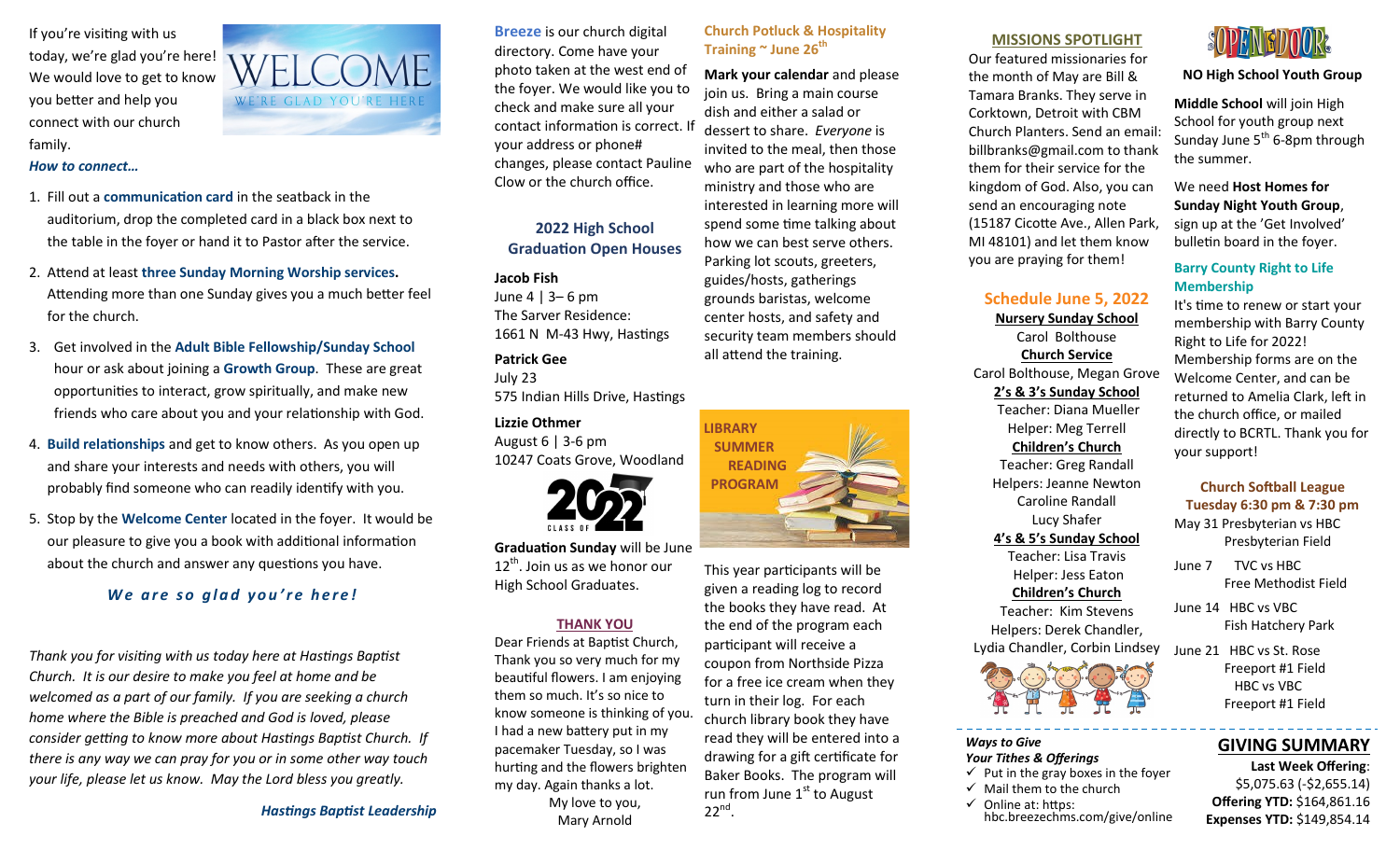If you're visiting with us today, we're glad you're here! We would love to get to know you better and help you connect with our church family.

WELCOME
WE'RE GLAD YOU'RE HERE

*How to connect…*

1. Fill out a **communication card** in the seatback in the auditorium, drop the completed card in a black box next to the table in the foyer or hand it to Pastor after the service.
2. Attend at least **three Sunday Morning Worship services.** Attending more than one Sunday gives you a much better feel for the church.
3. Get involved in the **Adult Bible Fellowship/Sunday School** hour or ask about joining a **Growth Group**. These are great opportunities to interact, grow spiritually, and make new friends who care about you and your relationship with God.
4. **Build relationships** and get to know others. As you open up and share your interests and needs with others, you will probably find someone who can readily identify with you.
5. Stop by the **Welcome Center** located in the foyer. It would be our pleasure to give you a book with additional information about the church and answer any questions you have.

***We are so glad you're here!***

*Thank you for visiting with us today here at Hastings Baptist Church. It is our desire to make you feel at home and be welcomed as a part of our family. If you are seeking a church home where the Bible is preached and God is loved, please consider getting to know more about Hastings Baptist Church. If there is any way we can pray for you or in some other way touch your life, please let us know. May the Lord bless you greatly.*

***Hastings Baptist Leadership***

**Breeze** is our church digital directory. Come have your photo taken at the west end of the foyer. We would like you to check and make sure all your contact information is correct. If your address or phone# changes, please contact Pauline Clow or the church office.

## 2022 High School Graduation Open Houses

**Jacob Fish**
June 4 | 3– 6 pm
The Sarver Residence:
1661 N M-43 Hwy, Hastings

**Patrick Gee**
July 23
575 Indian Hills Drive, Hastings

**Lizzie Othmer**
August 6 | 3-6 pm
10247 Coats Grove, Woodland

2022 CLASS OF

**Graduation Sunday** will be June 12th. Join us as we honor our High School Graduates.

## THANK YOU

Dear Friends at Baptist Church,
Thank you so very much for my beautiful flowers. I am enjoying them so much. It's so nice to know someone is thinking of you. I had a new battery put in my pacemaker Tuesday, so I was hurting and the flowers brighten my day. Again thanks a lot.
My love to you,
Mary Arnold

## Church Potluck & Hospitality Training ~ June 26th

**Mark your calendar** and please join us. Bring a main course dish and either a salad or dessert to share. *Everyone* is invited to the meal, then those who are part of the hospitality ministry and those who are interested in learning more will spend some time talking about how we can best serve others. Parking lot scouts, greeters, guides/hosts, gatherings grounds baristas, welcome center hosts, and safety and security team members should all attend the training.

**LIBRARY SUMMER READING PROGRAM**

This year participants will be given a reading log to record the books they have read. At the end of the program each participant will receive a coupon from Northside Pizza for a free ice cream when they turn in their log. For each church library book they have read they will be entered into a drawing for a gift certificate for Baker Books. The program will run from June 1st to August 22nd.

## MISSIONS SPOTLIGHT

Our featured missionaries for the month of May are Bill & Tamara Branks. They serve in Corktown, Detroit with CBM Church Planters. Send an email: billbranks@gmail.com to thank them for their service for the kingdom of God. Also, you can send an encouraging note (15187 Cicotte Ave., Allen Park, MI 48101) and let them know you are praying for them!

## Schedule June 5, 2022

**Nursery Sunday School**
Carol Bolthouse

**Church Service**
Carol Bolthouse, Megan Grove

**2's & 3's Sunday School**
Teacher: Diana Mueller
Helper: Meg Terrell

**Children's Church**
Teacher: Greg Randall
Helpers: Jeanne Newton
Caroline Randall
Lucy Shafer

**4's & 5's Sunday School**
Teacher: Lisa Travis
Helper: Jess Eaton

**Children's Church**
Teacher: Kim Stevens
Helpers: Derek Chandler, Lydia Chandler, Corbin Lindsey

OPEN DOOR

**NO High School Youth Group**

**Middle School** will join High School for youth group next Sunday June 5th 6-8pm through the summer.

We need **Host Homes for Sunday Night Youth Group**, sign up at the 'Get Involved' bulletin board in the foyer.

## Barry County Right to Life Membership

It's time to renew or start your membership with Barry County Right to Life for 2022! Membership forms are on the Welcome Center, and can be returned to Amelia Clark, left in the church office, or mailed directly to BCRTL. Thank you for your support!

## Church Softball League
**Tuesday 6:30 pm & 7:30 pm**

May 31 Presbyterian vs HBC
Presbyterian Field

June 7 TVC vs HBC
Free Methodist Field

June 14 HBC vs VBC
Fish Hatchery Park

June 21 HBC vs St. Rose
Freeport #1 Field
HBC vs VBC
Freeport #1 Field

***Ways to Give***
***Your Tithes & Offerings***

- ✓ Put in the gray boxes in the foyer
- ✓ Mail them to the church
- ✓ Online at: https: hbc.breezechms.com/give/online

## GIVING SUMMARY

**Last Week Offering**: $5,075.63 (-$2,655.14)
**Offering YTD:** $164,861.16
**Expenses YTD:** $149,854.14